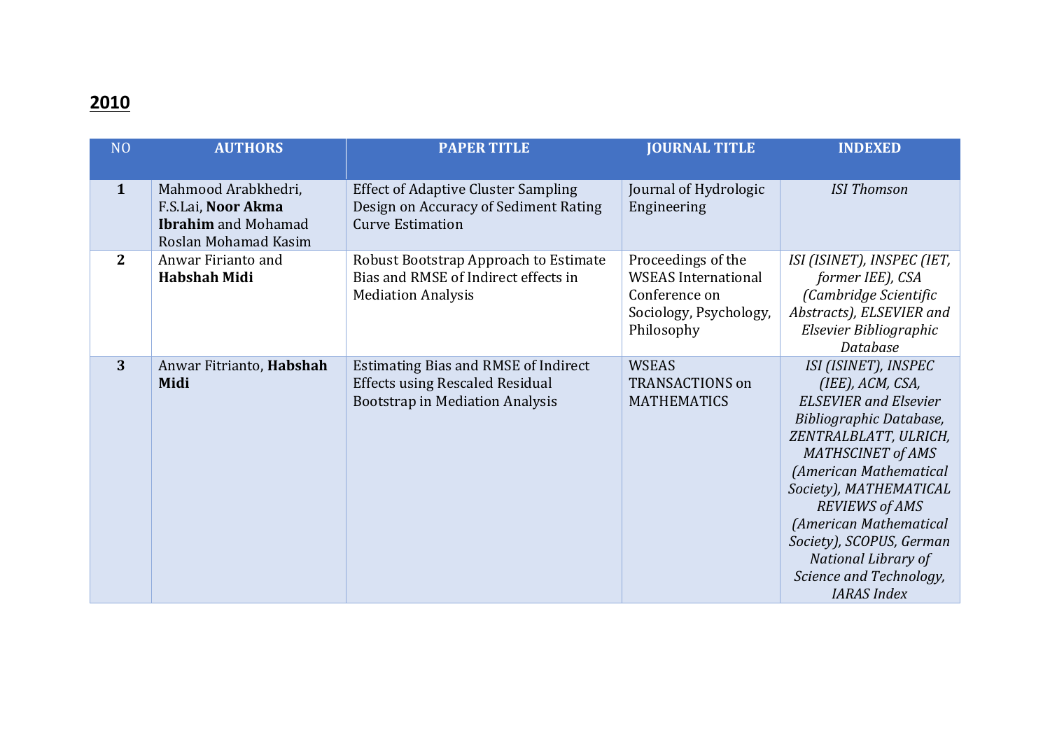## 2010

| NO | AUTHORS | PAPER TITLE | JOURNAL TITLE | INDEXED |
|---|---|---|---|---|
| **1** | Mahmood Arabkhedri, F.S.Lai, **Noor Akma Ibrahim** and Mohamad Roslan Mohamad Kasim | Effect of Adaptive Cluster Sampling Design on Accuracy of Sediment Rating Curve Estimation | Journal of Hydrologic Engineering | *ISI Thomson* |
| **2** | Anwar Firianto and **Habshah Midi** | Robust Bootstrap Approach to Estimate Bias and RMSE of Indirect effects in Mediation Analysis | Proceedings of the WSEAS International Conference on Sociology, Psychology, Philosophy | *ISI (ISINET), INSPEC (IET, former IEE), CSA (Cambridge Scientific Abstracts), ELSEVIER and Elsevier Bibliographic Database* |
| **3** | Anwar Fitrianto, **Habshah Midi** | Estimating Bias and RMSE of Indirect Effects using Rescaled Residual Bootstrap in Mediation Analysis | WSEAS TRANSACTIONS on MATHEMATICS | *ISI (ISINET), INSPEC (IEE), ACM, CSA, ELSEVIER and Elsevier Bibliographic Database, ZENTRALBLATT, ULRICH, MATHSCINET of AMS (American Mathematical Society), MATHEMATICAL REVIEWS of AMS (American Mathematical Society), SCOPUS, German National Library of Science and Technology, IARAS Index* |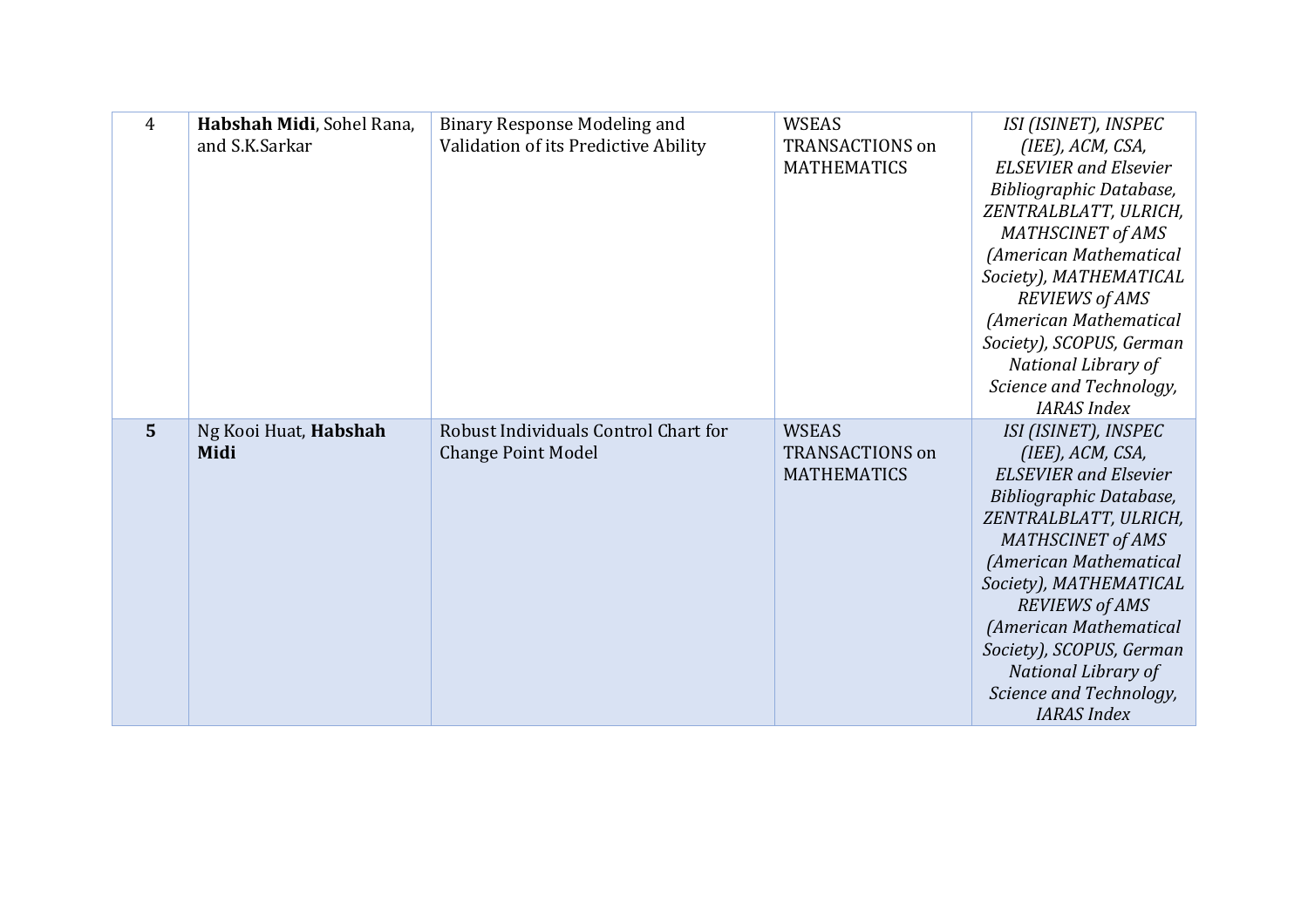| 4 | **Habshah Midi**, Sohel Rana, and S.K.Sarkar | Binary Response Modeling and Validation of its Predictive Ability | WSEAS TRANSACTIONS on MATHEMATICS | *ISI (ISINET), INSPEC (IEE), ACM, CSA, ELSEVIER and Elsevier Bibliographic Database, ZENTRALBLATT, ULRICH, MATHSCINET of AMS (American Mathematical Society), MATHEMATICAL REVIEWS of AMS (American Mathematical Society), SCOPUS, German National Library of Science and Technology, IARAS Index* |
|---|---|---|---|---|
| **5** | Ng Kooi Huat, **Habshah Midi** | Robust Individuals Control Chart for Change Point Model | WSEAS TRANSACTIONS on MATHEMATICS | *ISI (ISINET), INSPEC (IEE), ACM, CSA, ELSEVIER and Elsevier Bibliographic Database, ZENTRALBLATT, ULRICH, MATHSCINET of AMS (American Mathematical Society), MATHEMATICAL REVIEWS of AMS (American Mathematical Society), SCOPUS, German National Library of Science and Technology, IARAS Index* |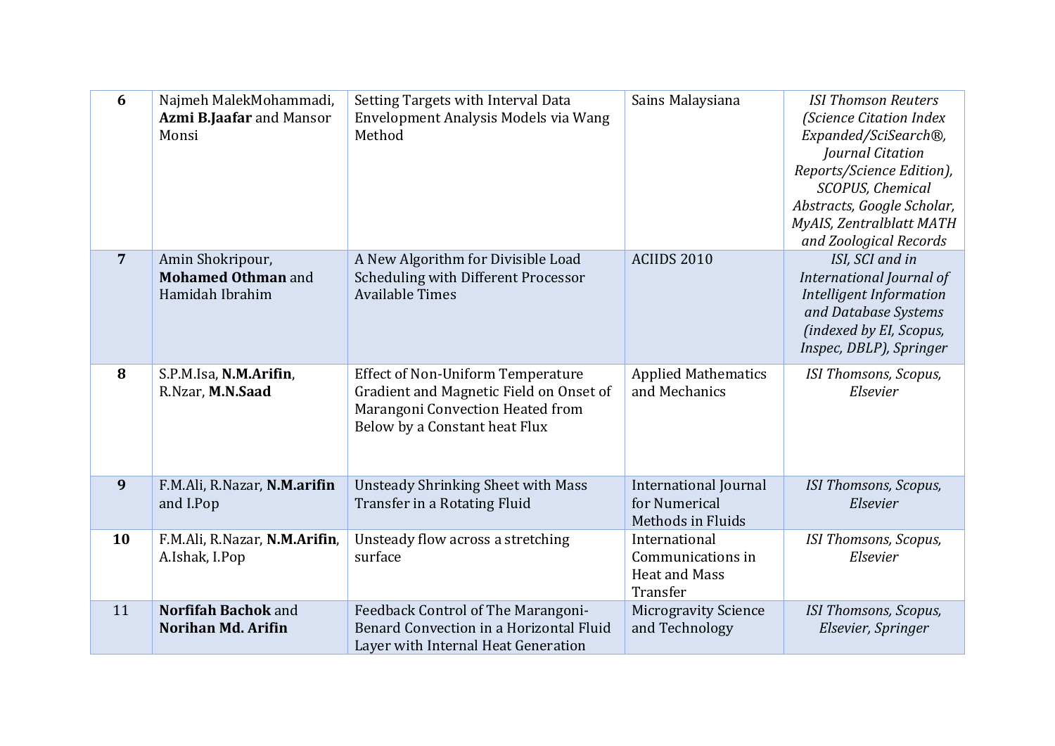| **6** | Najmeh MalekMohammadi, **Azmi B.Jaafar** and Mansor Monsi | Setting Targets with Interval Data Envelopment Analysis Models via Wang Method | Sains Malaysiana | *ISI Thomson Reuters (Science Citation Index Expanded/SciSearch®, Journal Citation Reports/Science Edition), SCOPUS, Chemical Abstracts, Google Scholar, MyAIS, Zentralblatt MATH and Zoological Records* |
|---|---|---|---|---|
| **7** | Amin Shokripour, **Mohamed Othman** and Hamidah Ibrahim | A New Algorithm for Divisible Load Scheduling with Different Processor Available Times | ACIIDS 2010 | *ISI, SCI and in International Journal of Intelligent Information and Database Systems (indexed by EI, Scopus, Inspec, DBLP), Springer* |
| **8** | S.P.M.Isa, **N.M.Arifin**, R.Nzar, **M.N.Saad** | Effect of Non-Uniform Temperature Gradient and Magnetic Field on Onset of Marangoni Convection Heated from Below by a Constant heat Flux | Applied Mathematics and Mechanics | *ISI Thomsons, Scopus, Elsevier* |
| **9** | F.M.Ali, R.Nazar, **N.M.arifin** and I.Pop | Unsteady Shrinking Sheet with Mass Transfer in a Rotating Fluid | International Journal for Numerical Methods in Fluids | *ISI Thomsons, Scopus, Elsevier* |
| **10** | F.M.Ali, R.Nazar, **N.M.Arifin**, A.Ishak, I.Pop | Unsteady flow across a stretching surface | International Communications in Heat and Mass Transfer | *ISI Thomsons, Scopus, Elsevier* |
| 11 | **Norfifah Bachok** and **Norihan Md. Arifin** | Feedback Control of The Marangoni-Benard Convection in a Horizontal Fluid Layer with Internal Heat Generation | Microgravity Science and Technology | *ISI Thomsons, Scopus, Elsevier, Springer* |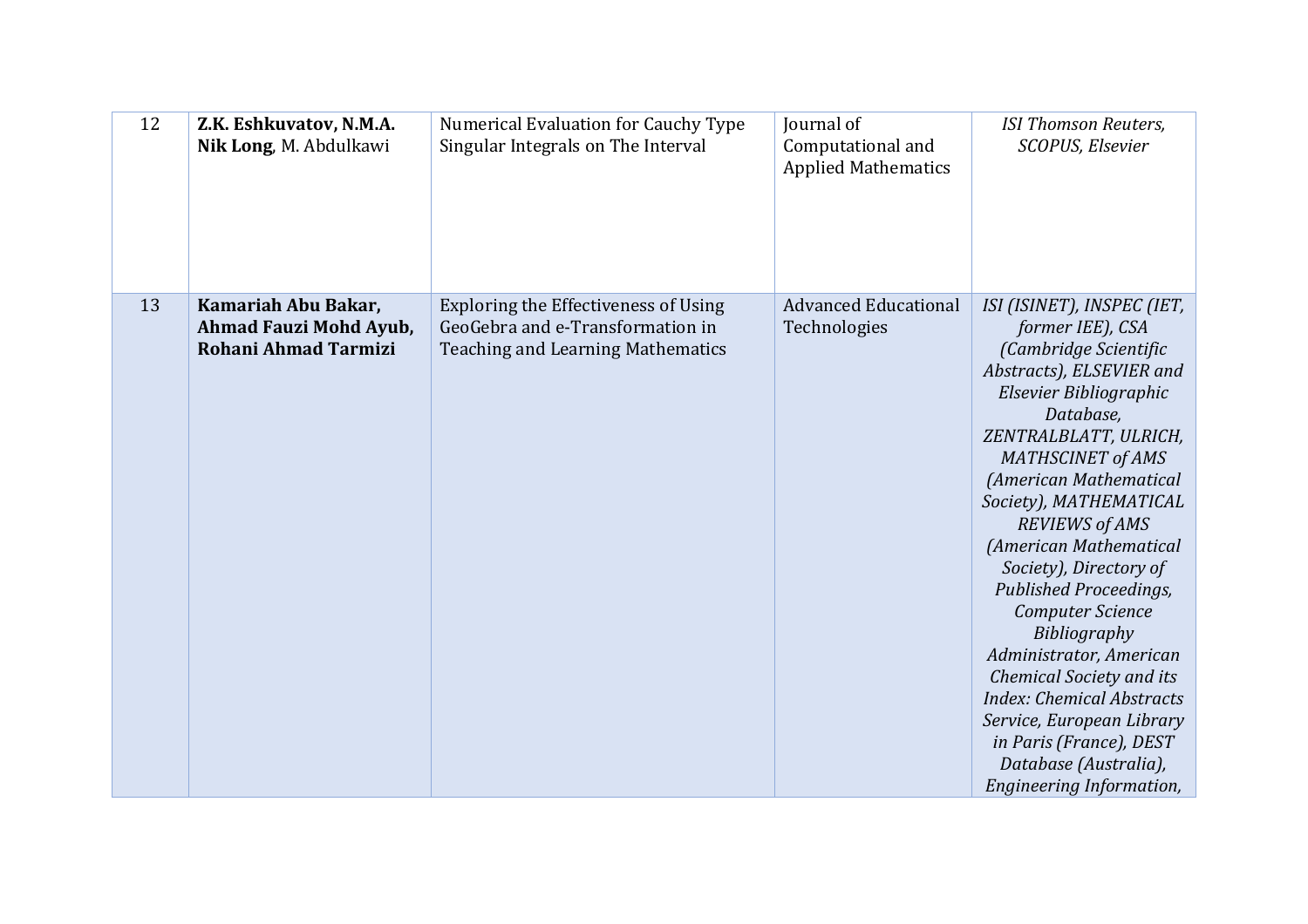| 12 | **Z.K. Eshkuvatov, N.M.A. Nik Long**, M. Abdulkawi | Numerical Evaluation for Cauchy Type Singular Integrals on The Interval | Journal of Computational and Applied Mathematics | *ISI Thomson Reuters, SCOPUS, Elsevier* |
|---|---|---|---|---|
| 13 | **Kamariah Abu Bakar, Ahmad Fauzi Mohd Ayub, Rohani Ahmad Tarmizi** | Exploring the Effectiveness of Using GeoGebra and e-Transformation in Teaching and Learning Mathematics | Advanced Educational Technologies | *ISI (ISINET), INSPEC (IET, former IEE), CSA (Cambridge Scientific Abstracts), ELSEVIER and Elsevier Bibliographic Database, ZENTRALBLATT, ULRICH, MATHSCINET of AMS (American Mathematical Society), MATHEMATICAL REVIEWS of AMS (American Mathematical Society), Directory of Published Proceedings, Computer Science Bibliography Administrator, American Chemical Society and its Index: Chemical Abstracts Service, European Library in Paris (France), DEST Database (Australia), Engineering Information,* |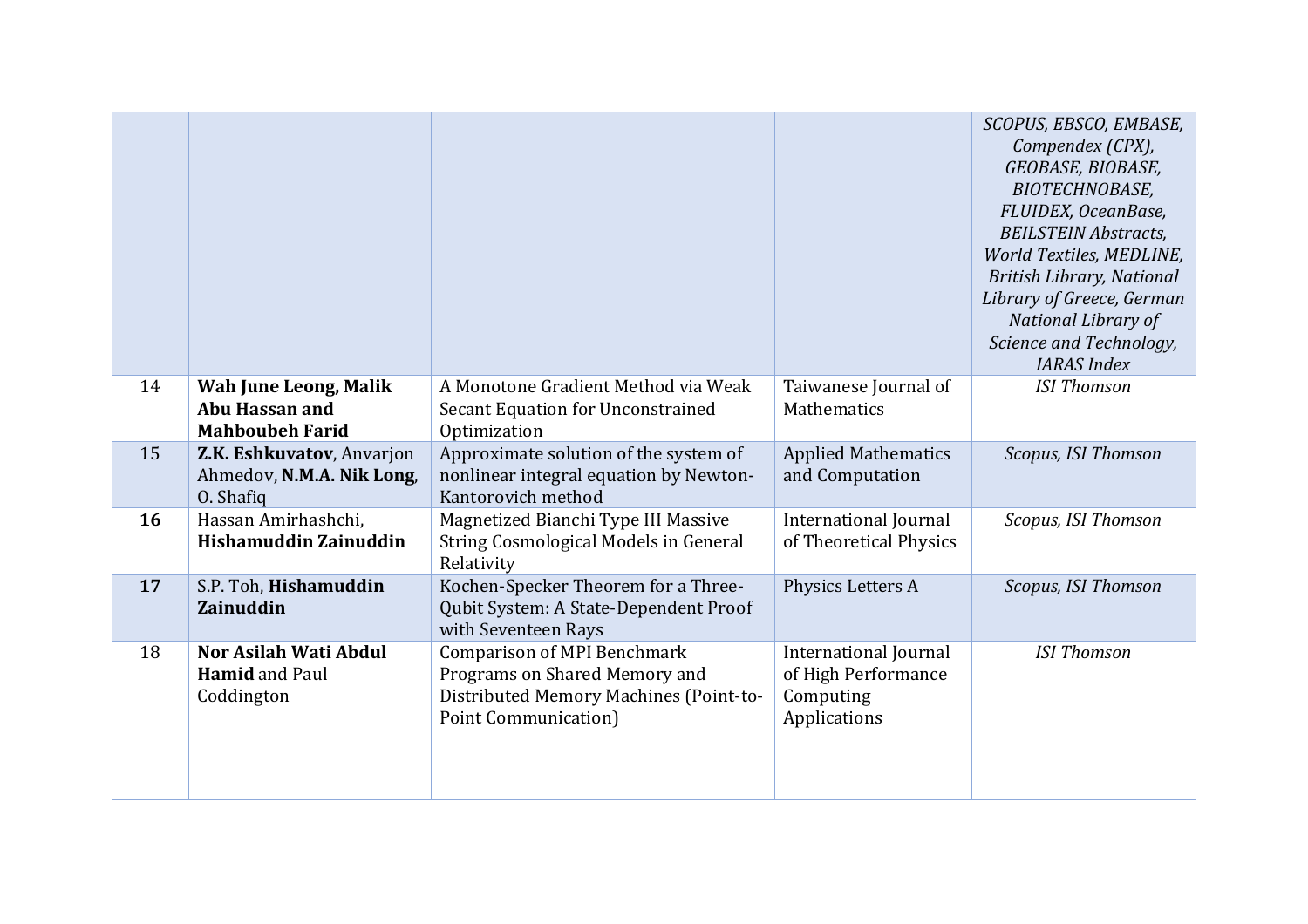| | | | | *SCOPUS, EBSCO, EMBASE, Compendex (CPX), GEOBASE, BIOBASE, BIOTECHNOBASE, FLUIDEX, OceanBase, BEILSTEIN Abstracts, World Textiles, MEDLINE, British Library, National Library of Greece, German National Library of Science and Technology, IARAS Index* |
|---|---|---|---|---|
| 14 | **Wah June Leong, Malik Abu Hassan and Mahboubeh Farid** | A Monotone Gradient Method via Weak Secant Equation for Unconstrained Optimization | Taiwanese Journal of Mathematics | *ISI Thomson* |
| 15 | **Z.K. Eshkuvatov**, Anvarjon Ahmedov, **N.M.A. Nik Long**, O. Shafiq | Approximate solution of the system of nonlinear integral equation by Newton-Kantorovich method | Applied Mathematics and Computation | *Scopus, ISI Thomson* |
| **16** | Hassan Amirhashchi, **Hishamuddin Zainuddin** | Magnetized Bianchi Type III Massive String Cosmological Models in General Relativity | International Journal of Theoretical Physics | *Scopus, ISI Thomson* |
| **17** | S.P. Toh, **Hishamuddin Zainuddin** | Kochen-Specker Theorem for a Three-Qubit System: A State-Dependent Proof with Seventeen Rays | Physics Letters A | *Scopus, ISI Thomson* |
| 18 | **Nor Asilah Wati Abdul Hamid** and Paul Coddington | Comparison of MPI Benchmark Programs on Shared Memory and Distributed Memory Machines (Point-to-Point Communication) | International Journal of High Performance Computing Applications | *ISI Thomson* |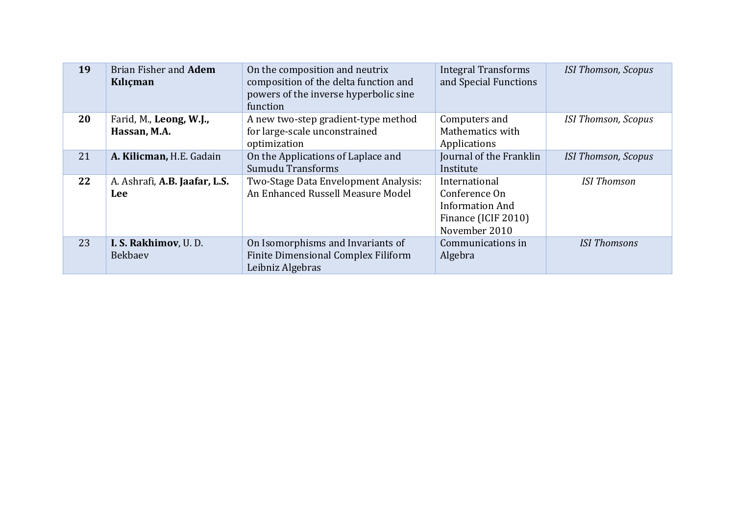| | | | | |
|---|---|---|---|---|
| **19** | Brian Fisher and **Adem Kılıçman** | On the composition and neutrix composition of the delta function and powers of the inverse hyperbolic sine function | Integral Transforms and Special Functions | *ISI Thomson, Scopus* |
| **20** | Farid, M., **Leong, W.J., Hassan, M.A.** | A new two-step gradient-type method for large-scale unconstrained optimization | Computers and Mathematics with Applications | *ISI Thomson, Scopus* |
| 21 | **A. Kilicman,** H.E. Gadain | On the Applications of Laplace and Sumudu Transforms | Journal of the Franklin Institute | *ISI Thomson, Scopus* |
| **22** | A. Ashrafi, **A.B. Jaafar, L.S. Lee** | Two-Stage Data Envelopment Analysis: An Enhanced Russell Measure Model | International Conference On Information And Finance (ICIF 2010) November 2010 | *ISI Thomson* |
| 23 | **I. S. Rakhimov**, U. D. Bekbaev | On Isomorphisms and Invariants of Finite Dimensional Complex Filiform Leibniz Algebras | Communications in Algebra | *ISI Thomsons* |